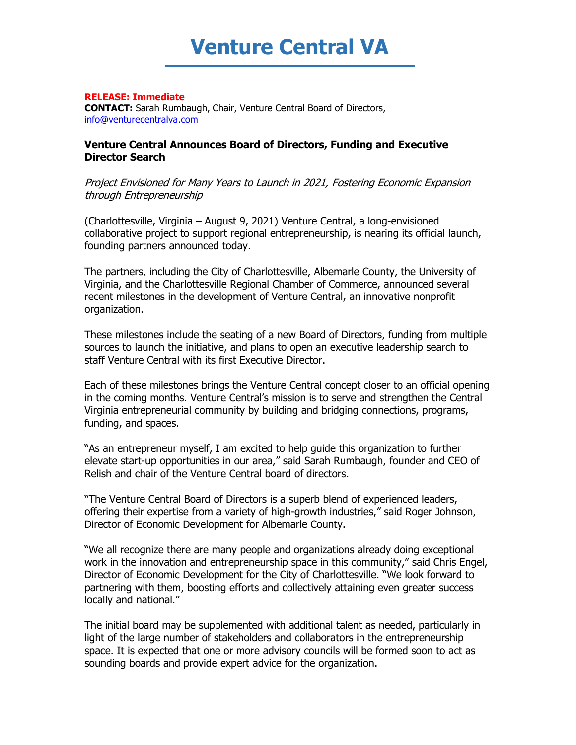# Venture Central VA

**RELEASE: Immediate**
**CONTACT:** Sarah Rumbaugh, Chair, Venture Central Board of Directors, info@venturecentralva.com

### Venture Central Announces Board of Directors, Funding and Executive Director Search

*Project Envisioned for Many Years to Launch in 2021, Fostering Economic Expansion through Entrepreneurship*

(Charlottesville, Virginia – August 9, 2021) Venture Central, a long-envisioned collaborative project to support regional entrepreneurship, is nearing its official launch, founding partners announced today.

The partners, including the City of Charlottesville, Albemarle County, the University of Virginia, and the Charlottesville Regional Chamber of Commerce, announced several recent milestones in the development of Venture Central, an innovative nonprofit organization.

These milestones include the seating of a new Board of Directors, funding from multiple sources to launch the initiative, and plans to open an executive leadership search to staff Venture Central with its first Executive Director.

Each of these milestones brings the Venture Central concept closer to an official opening in the coming months. Venture Central's mission is to serve and strengthen the Central Virginia entrepreneurial community by building and bridging connections, programs, funding, and spaces.

"As an entrepreneur myself, I am excited to help guide this organization to further elevate start-up opportunities in our area," said Sarah Rumbaugh, founder and CEO of Relish and chair of the Venture Central board of directors.

"The Venture Central Board of Directors is a superb blend of experienced leaders, offering their expertise from a variety of high-growth industries," said Roger Johnson, Director of Economic Development for Albemarle County.

"We all recognize there are many people and organizations already doing exceptional work in the innovation and entrepreneurship space in this community," said Chris Engel, Director of Economic Development for the City of Charlottesville. "We look forward to partnering with them, boosting efforts and collectively attaining even greater success locally and national."

The initial board may be supplemented with additional talent as needed, particularly in light of the large number of stakeholders and collaborators in the entrepreneurship space. It is expected that one or more advisory councils will be formed soon to act as sounding boards and provide expert advice for the organization.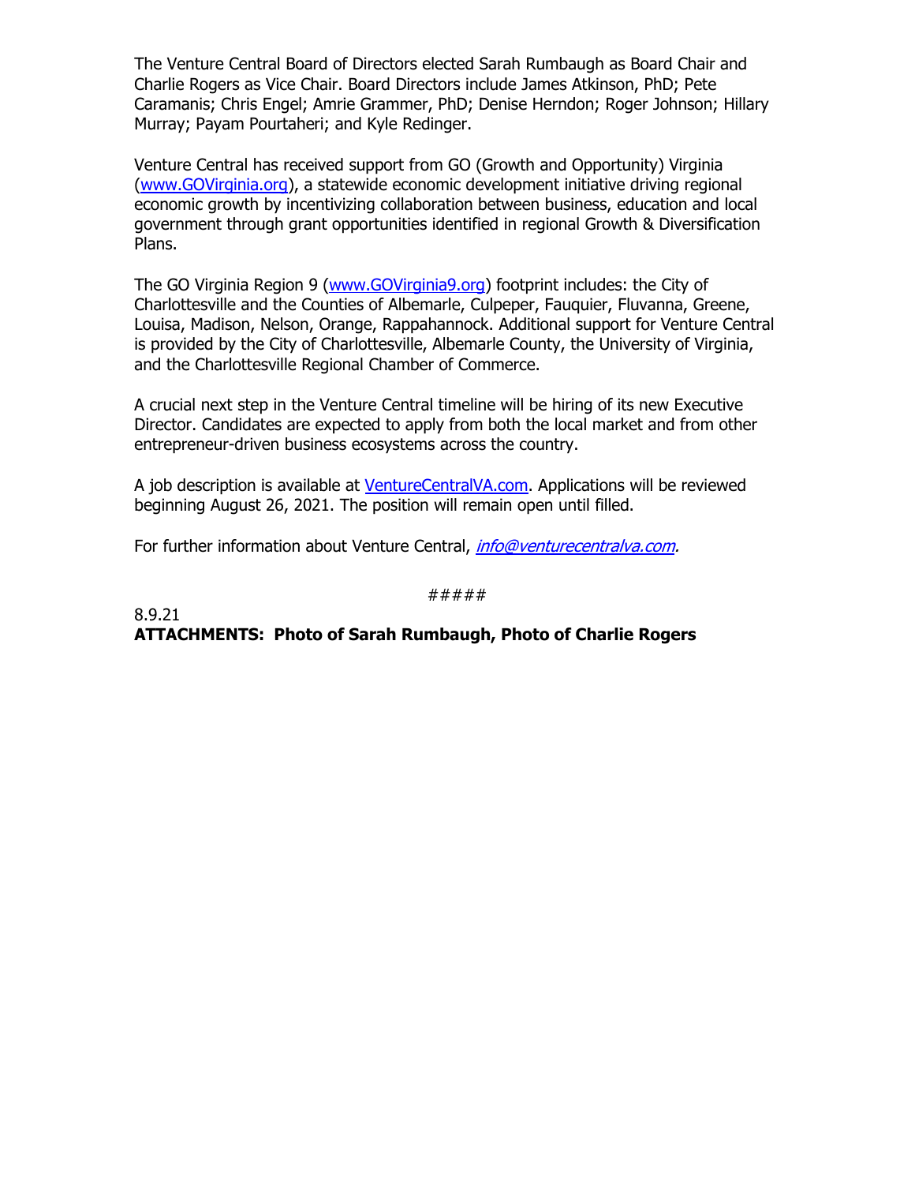The Venture Central Board of Directors elected Sarah Rumbaugh as Board Chair and Charlie Rogers as Vice Chair. Board Directors include James Atkinson, PhD; Pete Caramanis; Chris Engel; Amrie Grammer, PhD; Denise Herndon; Roger Johnson; Hillary Murray; Payam Pourtaheri; and Kyle Redinger.

Venture Central has received support from GO (Growth and Opportunity) Virginia ([www.GOVirginia.org](www.GOVirginia.org)), a statewide economic development initiative driving regional economic growth by incentivizing collaboration between business, education and local government through grant opportunities identified in regional Growth & Diversification Plans.

The GO Virginia Region 9 ([www.GOVirginia9.org](www.GOVirginia9.org)) footprint includes: the City of Charlottesville and the Counties of Albemarle, Culpeper, Fauquier, Fluvanna, Greene, Louisa, Madison, Nelson, Orange, Rappahannock. Additional support for Venture Central is provided by the City of Charlottesville, Albemarle County, the University of Virginia, and the Charlottesville Regional Chamber of Commerce.

A crucial next step in the Venture Central timeline will be hiring of its new Executive Director. Candidates are expected to apply from both the local market and from other entrepreneur-driven business ecosystems across the country.

A job description is available at [VentureCentralVA.com](VentureCentralVA.com). Applications will be reviewed beginning August 26, 2021. The position will remain open until filled.

For further information about Venture Central, *[info@venturecentralva.com](mailto:info@venturecentralva.com)*.

#####

8.9.21

**ATTACHMENTS: Photo of Sarah Rumbaugh, Photo of Charlie Rogers**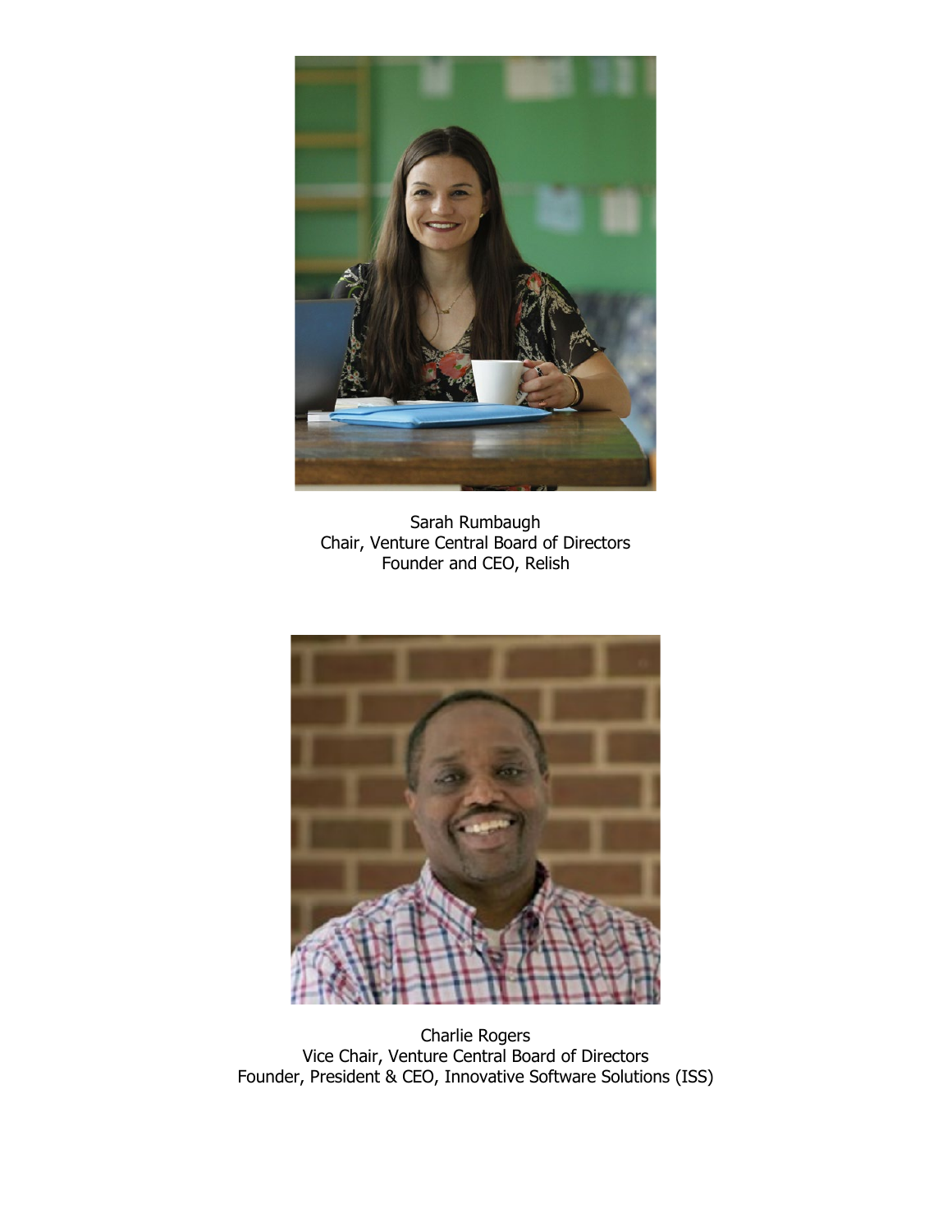Sarah Rumbaugh
Chair, Venture Central Board of Directors
Founder and CEO, Relish

Charlie Rogers
Vice Chair, Venture Central Board of Directors
Founder, President & CEO, Innovative Software Solutions (ISS)